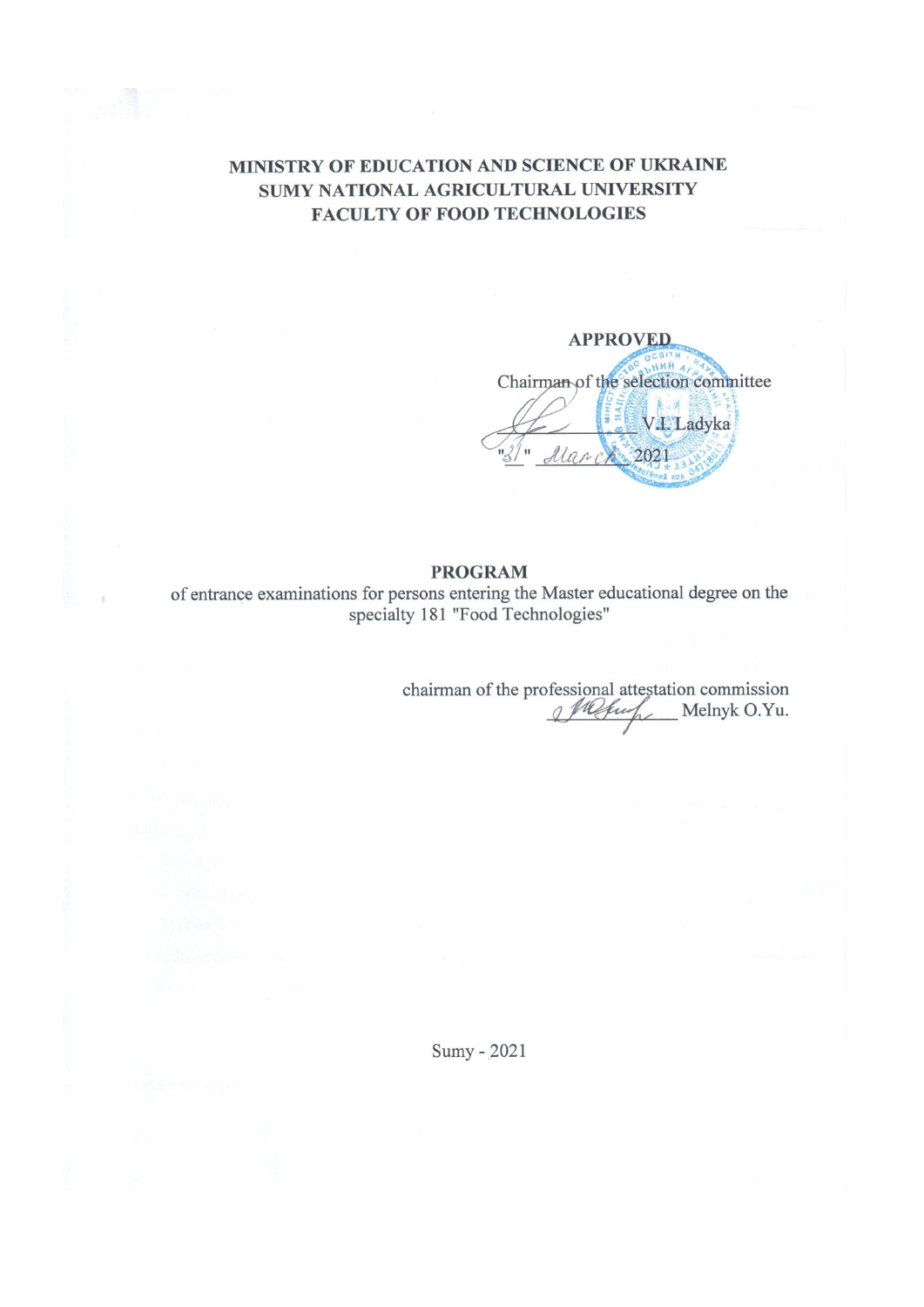**MINISTRY OF EDUCATION AND SCIENCE OF UKRAINE**
**SUMY NATIONAL AGRICULTURAL UNIVERSITY**
**FACULTY OF FOOD TECHNOLOGIES**

**APPROVED**

Chairman of the selection committee

_____________ V.I. Ladyka

"31" March 2021

# PROGRAM

of entrance examinations for persons entering the Master educational degree on the specialty 181 "Food Technologies"

chairman of the professional attestation commission

_____________ Melnyk O.Yu.

Sumy - 2021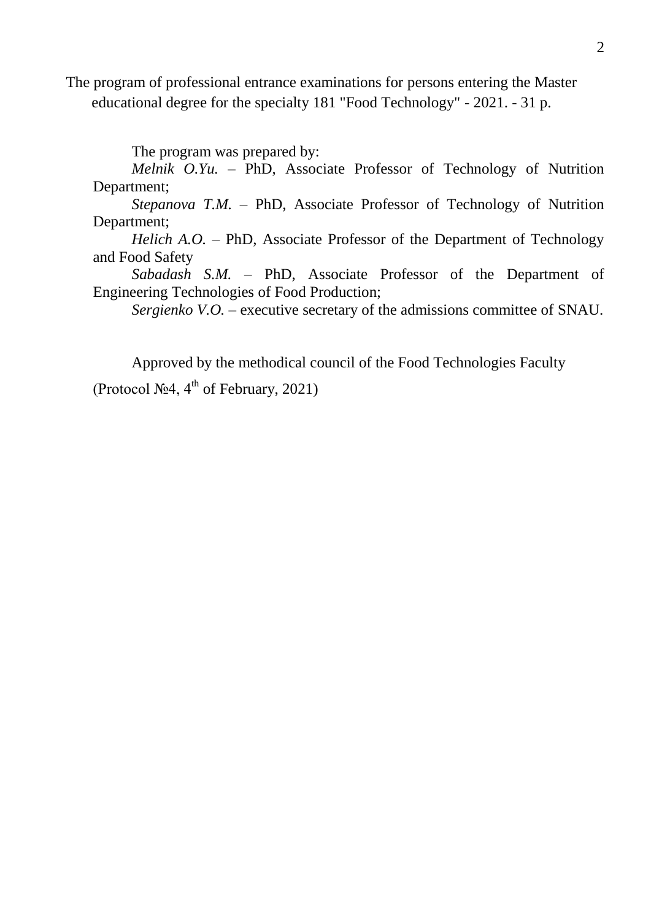The program of professional entrance examinations for persons entering the Master educational degree for the specialty 181 "Food Technology" - 2021. - 31 p.

The program was prepared by:

*Melnik O.Yu.* – PhD, Associate Professor of Technology of Nutrition Department;

*Stepanova T.M.* – PhD, Associate Professor of Technology of Nutrition Department;

*Helich A.O.* – PhD, Associate Professor of the Department of Technology and Food Safety

*Sabadash S.M.* – PhD, Associate Professor of the Department of Engineering Technologies of Food Production;

*Sergienko V.O.* – executive secretary of the admissions committee of SNAU.

Approved by the methodical council of the Food Technologies Faculty

(Protocol №4, 4th of February, 2021)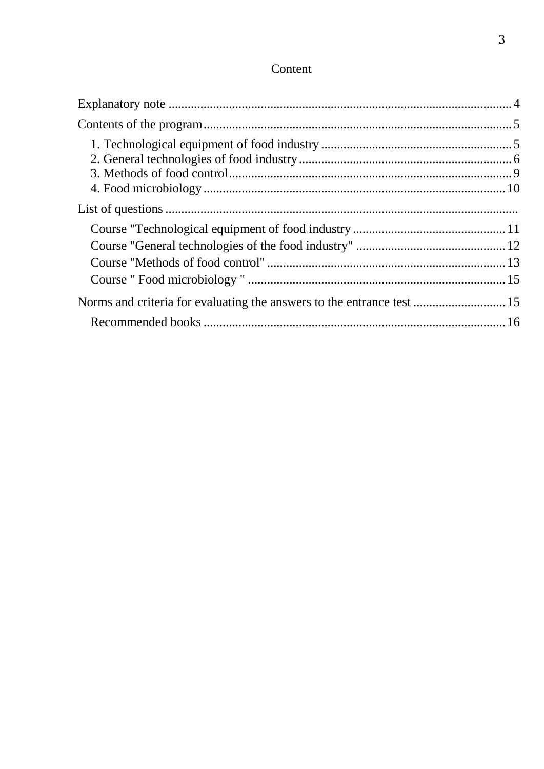# Content

Explanatory note ........................................................................................................ 4

Contents of the program................................................................................................ 5

- 1. Technological equipment of food industry ............................................................ 5
- 2. General technologies of food industry................................................................... 6
- 3. Methods of food control........................................................................................ 9
- 4. Food microbiology.............................................................................................. 10

List of questions ............................................................................................................

- Course "Technological equipment of food industry ................................................ 11
- Course "General technologies of the food industry" ............................................... 12
- Course "Methods of food control" .......................................................................... 13
- Course " Food microbiology " ................................................................................ 15

Norms and criteria for evaluating the answers to the entrance test ............................. 15

- Recommended books ............................................................................................. 16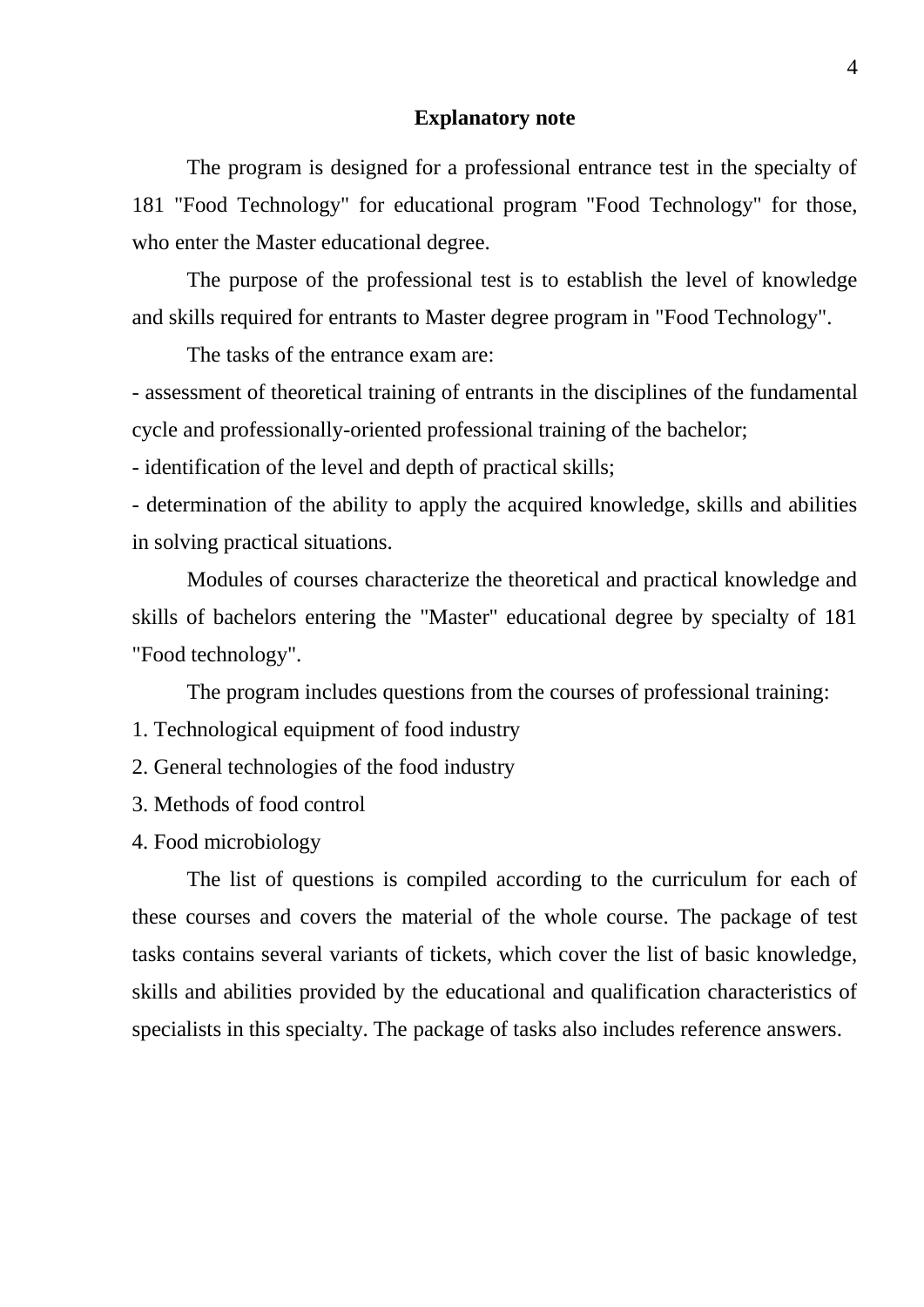## Explanatory note

The program is designed for a professional entrance test in the specialty of 181 "Food Technology" for educational program "Food Technology" for those, who enter the Master educational degree.

The purpose of the professional test is to establish the level of knowledge and skills required for entrants to Master degree program in "Food Technology".

The tasks of the entrance exam are:

- assessment of theoretical training of entrants in the disciplines of the fundamental cycle and professionally-oriented professional training of the bachelor;
- identification of the level and depth of practical skills;
- determination of the ability to apply the acquired knowledge, skills and abilities in solving practical situations.

Modules of courses characterize the theoretical and practical knowledge and skills of bachelors entering the "Master" educational degree by specialty of 181 "Food technology".

The program includes questions from the courses of professional training:

1. Technological equipment of food industry
2. General technologies of the food industry
3. Methods of food control
4. Food microbiology

The list of questions is compiled according to the curriculum for each of these courses and covers the material of the whole course. The package of test tasks contains several variants of tickets, which cover the list of basic knowledge, skills and abilities provided by the educational and qualification characteristics of specialists in this specialty. The package of tasks also includes reference answers.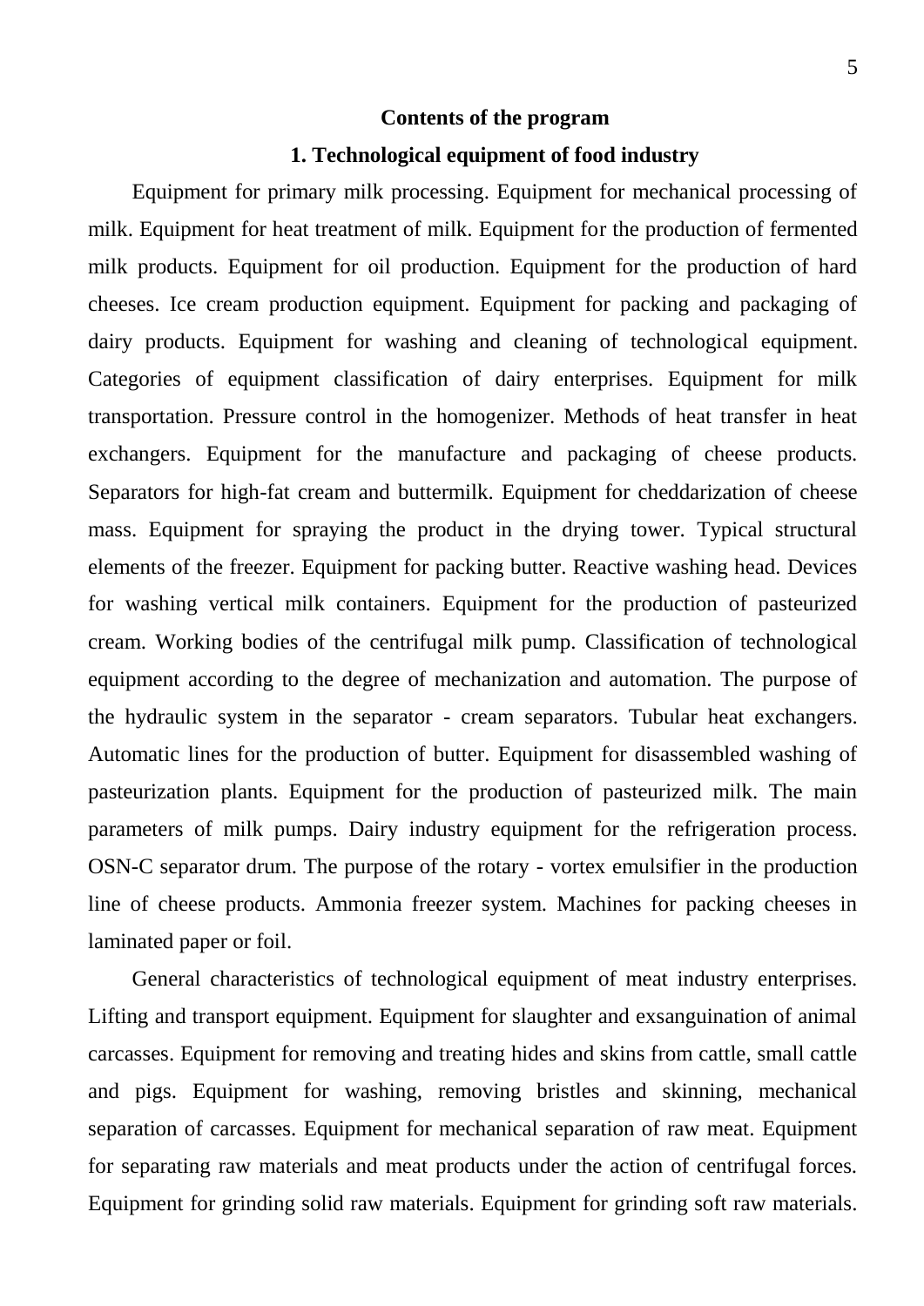## Contents of the program

### 1. Technological equipment of food industry

Equipment for primary milk processing. Equipment for mechanical processing of milk. Equipment for heat treatment of milk. Equipment for the production of fermented milk products. Equipment for oil production. Equipment for the production of hard cheeses. Ice cream production equipment. Equipment for packing and packaging of dairy products. Equipment for washing and cleaning of technological equipment. Categories of equipment classification of dairy enterprises. Equipment for milk transportation. Pressure control in the homogenizer. Methods of heat transfer in heat exchangers. Equipment for the manufacture and packaging of cheese products. Separators for high-fat cream and buttermilk. Equipment for cheddarization of cheese mass. Equipment for spraying the product in the drying tower. Typical structural elements of the freezer. Equipment for packing butter. Reactive washing head. Devices for washing vertical milk containers. Equipment for the production of pasteurized cream. Working bodies of the centrifugal milk pump. Classification of technological equipment according to the degree of mechanization and automation. The purpose of the hydraulic system in the separator - cream separators. Tubular heat exchangers. Automatic lines for the production of butter. Equipment for disassembled washing of pasteurization plants. Equipment for the production of pasteurized milk. The main parameters of milk pumps. Dairy industry equipment for the refrigeration process. OSN-C separator drum. The purpose of the rotary - vortex emulsifier in the production line of cheese products. Ammonia freezer system. Machines for packing cheeses in laminated paper or foil.

General characteristics of technological equipment of meat industry enterprises. Lifting and transport equipment. Equipment for slaughter and exsanguination of animal carcasses. Equipment for removing and treating hides and skins from cattle, small cattle and pigs. Equipment for washing, removing bristles and skinning, mechanical separation of carcasses. Equipment for mechanical separation of raw meat. Equipment for separating raw materials and meat products under the action of centrifugal forces. Equipment for grinding solid raw materials. Equipment for grinding soft raw materials.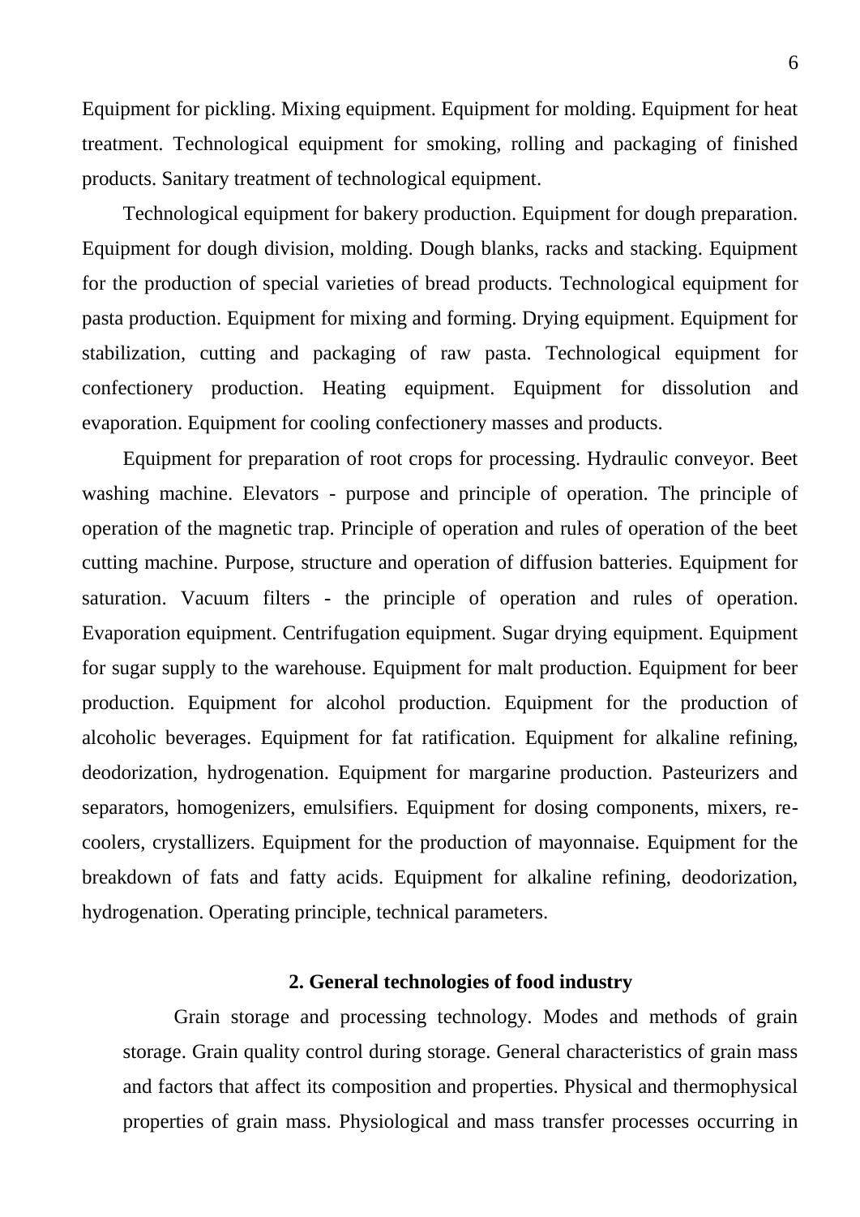Equipment for pickling. Mixing equipment. Equipment for molding. Equipment for heat treatment. Technological equipment for smoking, rolling and packaging of finished products. Sanitary treatment of technological equipment.

Technological equipment for bakery production. Equipment for dough preparation. Equipment for dough division, molding. Dough blanks, racks and stacking. Equipment for the production of special varieties of bread products. Technological equipment for pasta production. Equipment for mixing and forming. Drying equipment. Equipment for stabilization, cutting and packaging of raw pasta. Technological equipment for confectionery production. Heating equipment. Equipment for dissolution and evaporation. Equipment for cooling confectionery masses and products.

Equipment for preparation of root crops for processing. Hydraulic conveyor. Beet washing machine. Elevators - purpose and principle of operation. The principle of operation of the magnetic trap. Principle of operation and rules of operation of the beet cutting machine. Purpose, structure and operation of diffusion batteries. Equipment for saturation. Vacuum filters - the principle of operation and rules of operation. Evaporation equipment. Centrifugation equipment. Sugar drying equipment. Equipment for sugar supply to the warehouse. Equipment for malt production. Equipment for beer production. Equipment for alcohol production. Equipment for the production of alcoholic beverages. Equipment for fat ratification. Equipment for alkaline refining, deodorization, hydrogenation. Equipment for margarine production. Pasteurizers and separators, homogenizers, emulsifiers. Equipment for dosing components, mixers, re-coolers, crystallizers. Equipment for the production of mayonnaise. Equipment for the breakdown of fats and fatty acids. Equipment for alkaline refining, deodorization, hydrogenation. Operating principle, technical parameters.

## 2. General technologies of food industry

Grain storage and processing technology. Modes and methods of grain storage. Grain quality control during storage. General characteristics of grain mass and factors that affect its composition and properties. Physical and thermophysical properties of grain mass. Physiological and mass transfer processes occurring in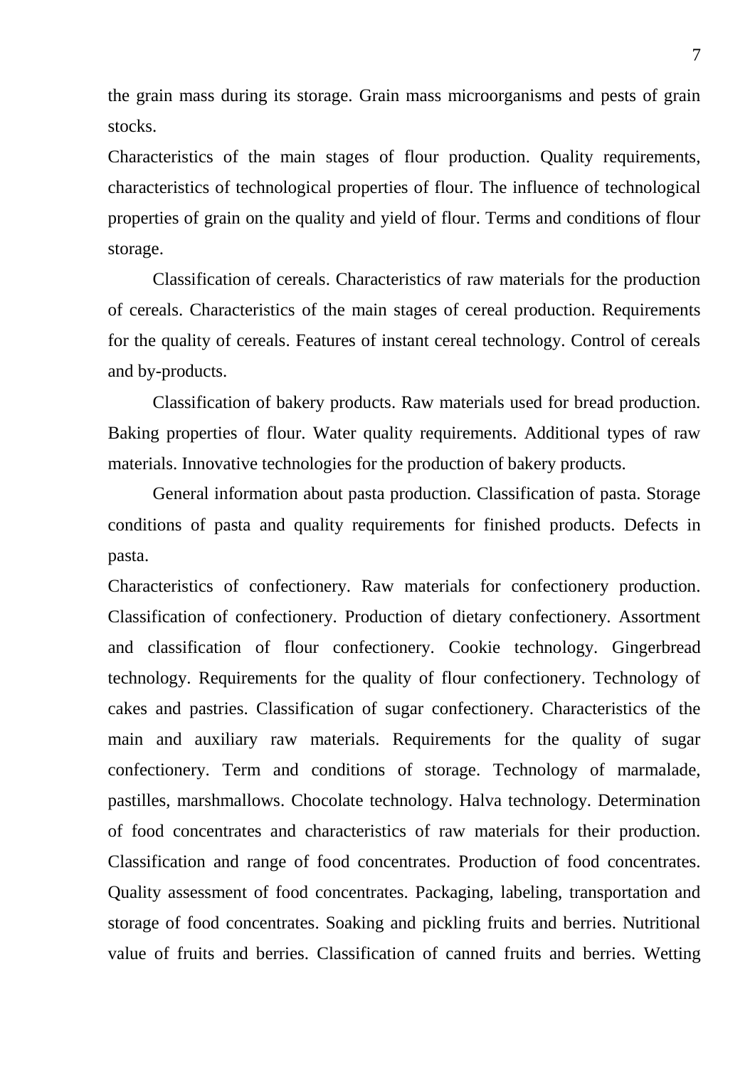the grain mass during its storage. Grain mass microorganisms and pests of grain stocks.

Characteristics of the main stages of flour production. Quality requirements, characteristics of technological properties of flour. The influence of technological properties of grain on the quality and yield of flour. Terms and conditions of flour storage.

Classification of cereals. Characteristics of raw materials for the production of cereals. Characteristics of the main stages of cereal production. Requirements for the quality of cereals. Features of instant cereal technology. Control of cereals and by-products.

Classification of bakery products. Raw materials used for bread production. Baking properties of flour. Water quality requirements. Additional types of raw materials. Innovative technologies for the production of bakery products.

General information about pasta production. Classification of pasta. Storage conditions of pasta and quality requirements for finished products. Defects in pasta.

Characteristics of confectionery. Raw materials for confectionery production. Classification of confectionery. Production of dietary confectionery. Assortment and classification of flour confectionery. Cookie technology. Gingerbread technology. Requirements for the quality of flour confectionery. Technology of cakes and pastries. Classification of sugar confectionery. Characteristics of the main and auxiliary raw materials. Requirements for the quality of sugar confectionery. Term and conditions of storage. Technology of marmalade, pastilles, marshmallows. Chocolate technology. Halva technology. Determination of food concentrates and characteristics of raw materials for their production. Classification and range of food concentrates. Production of food concentrates. Quality assessment of food concentrates. Packaging, labeling, transportation and storage of food concentrates. Soaking and pickling fruits and berries. Nutritional value of fruits and berries. Classification of canned fruits and berries. Wetting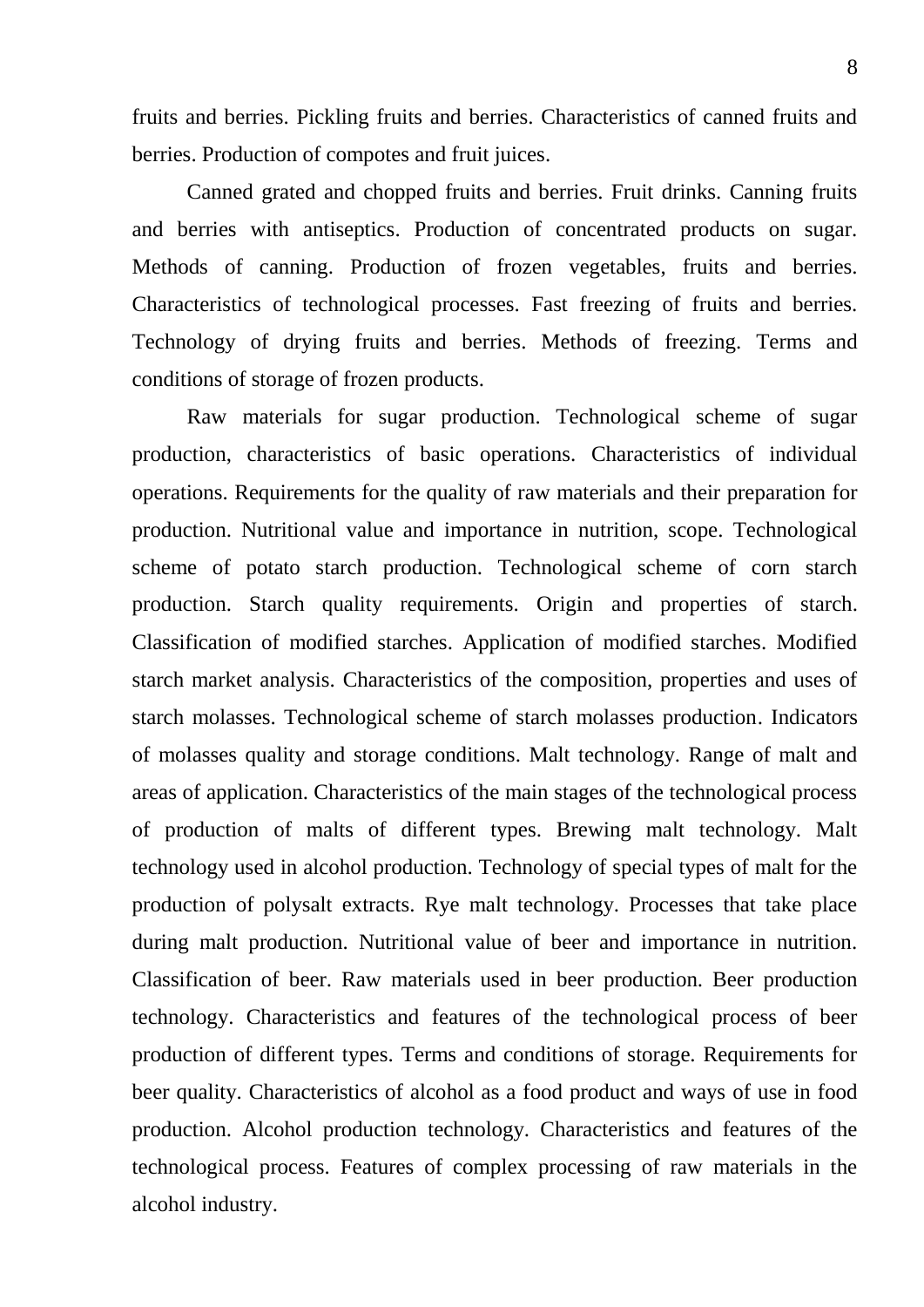fruits and berries. Pickling fruits and berries. Characteristics of canned fruits and berries. Production of compotes and fruit juices.

Canned grated and chopped fruits and berries. Fruit drinks. Canning fruits and berries with antiseptics. Production of concentrated products on sugar. Methods of canning. Production of frozen vegetables, fruits and berries. Characteristics of technological processes. Fast freezing of fruits and berries. Technology of drying fruits and berries. Methods of freezing. Terms and conditions of storage of frozen products.

Raw materials for sugar production. Technological scheme of sugar production, characteristics of basic operations. Characteristics of individual operations. Requirements for the quality of raw materials and their preparation for production. Nutritional value and importance in nutrition, scope. Technological scheme of potato starch production. Technological scheme of corn starch production. Starch quality requirements. Origin and properties of starch. Classification of modified starches. Application of modified starches. Modified starch market analysis. Characteristics of the composition, properties and uses of starch molasses. Technological scheme of starch molasses production. Indicators of molasses quality and storage conditions. Malt technology. Range of malt and areas of application. Characteristics of the main stages of the technological process of production of malts of different types. Brewing malt technology. Malt technology used in alcohol production. Technology of special types of malt for the production of polysalt extracts. Rye malt technology. Processes that take place during malt production. Nutritional value of beer and importance in nutrition. Classification of beer. Raw materials used in beer production. Beer production technology. Characteristics and features of the technological process of beer production of different types. Terms and conditions of storage. Requirements for beer quality. Characteristics of alcohol as a food product and ways of use in food production. Alcohol production technology. Characteristics and features of the technological process. Features of complex processing of raw materials in the alcohol industry.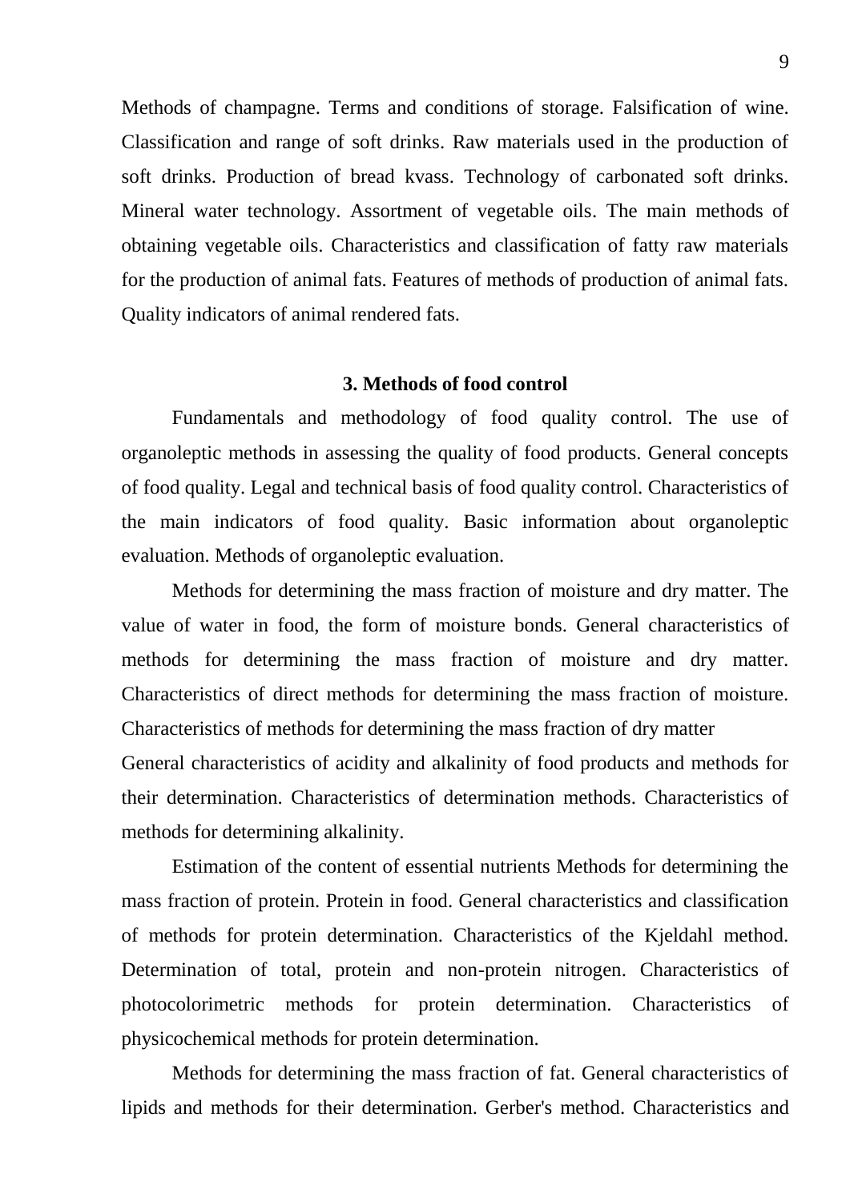Methods of champagne. Terms and conditions of storage. Falsification of wine. Classification and range of soft drinks. Raw materials used in the production of soft drinks. Production of bread kvass. Technology of carbonated soft drinks. Mineral water technology. Assortment of vegetable oils. The main methods of obtaining vegetable oils. Characteristics and classification of fatty raw materials for the production of animal fats. Features of methods of production of animal fats. Quality indicators of animal rendered fats.

## 3. Methods of food control

Fundamentals and methodology of food quality control. The use of organoleptic methods in assessing the quality of food products. General concepts of food quality. Legal and technical basis of food quality control. Characteristics of the main indicators of food quality. Basic information about organoleptic evaluation. Methods of organoleptic evaluation.

Methods for determining the mass fraction of moisture and dry matter. The value of water in food, the form of moisture bonds. General characteristics of methods for determining the mass fraction of moisture and dry matter. Characteristics of direct methods for determining the mass fraction of moisture. Characteristics of methods for determining the mass fraction of dry matter

General characteristics of acidity and alkalinity of food products and methods for their determination. Characteristics of determination methods. Characteristics of methods for determining alkalinity.

Estimation of the content of essential nutrients Methods for determining the mass fraction of protein. Protein in food. General characteristics and classification of methods for protein determination. Characteristics of the Kjeldahl method. Determination of total, protein and non-protein nitrogen. Characteristics of photocolorimetric methods for protein determination. Characteristics of physicochemical methods for protein determination.

Methods for determining the mass fraction of fat. General characteristics of lipids and methods for their determination. Gerber's method. Characteristics and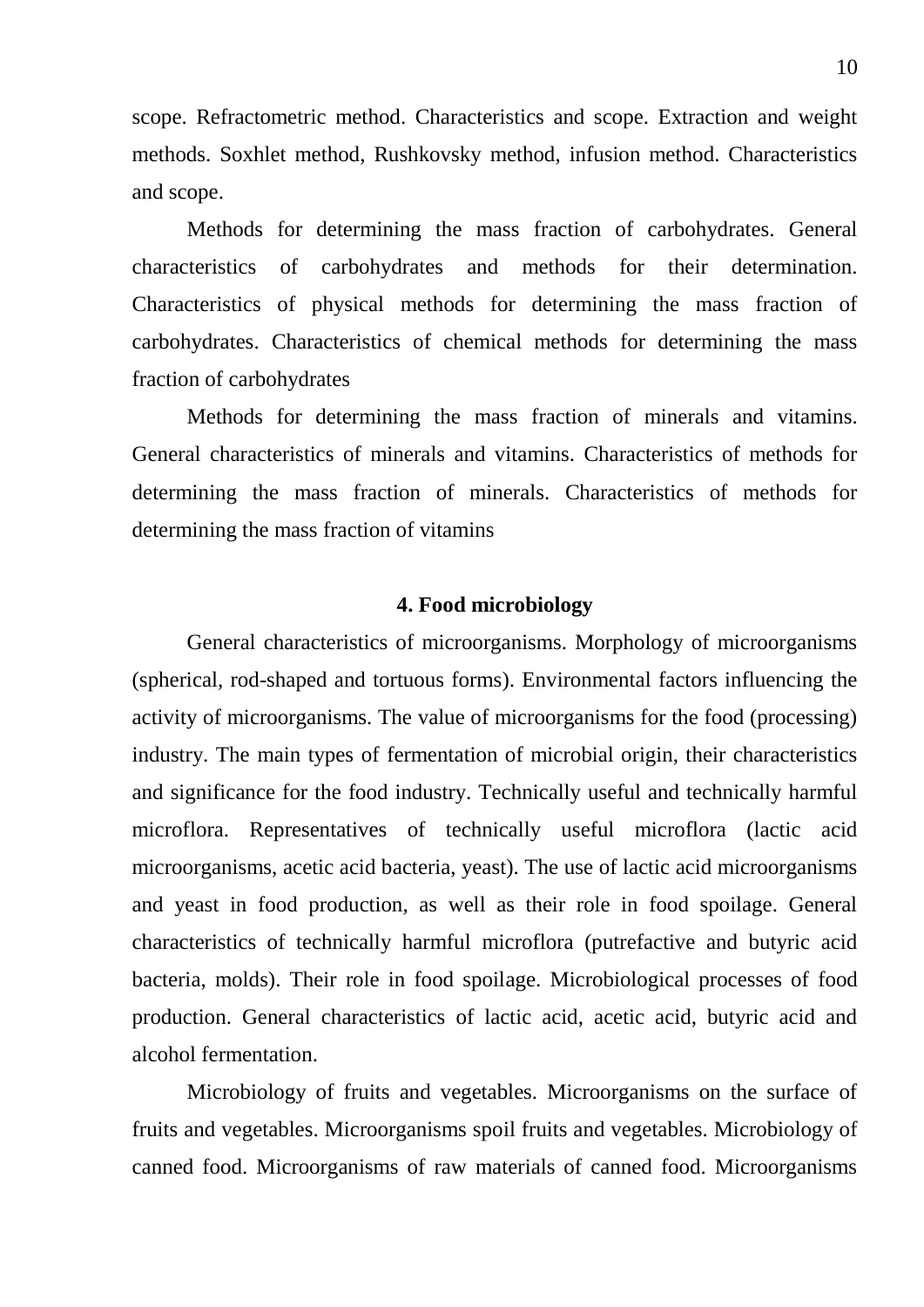scope. Refractometric method. Characteristics and scope. Extraction and weight methods. Soxhlet method, Rushkovsky method, infusion method. Characteristics and scope.

Methods for determining the mass fraction of carbohydrates. General characteristics of carbohydrates and methods for their determination. Characteristics of physical methods for determining the mass fraction of carbohydrates. Characteristics of chemical methods for determining the mass fraction of carbohydrates

Methods for determining the mass fraction of minerals and vitamins. General characteristics of minerals and vitamins. Characteristics of methods for determining the mass fraction of minerals. Characteristics of methods for determining the mass fraction of vitamins

## 4. Food microbiology

General characteristics of microorganisms. Morphology of microorganisms (spherical, rod-shaped and tortuous forms). Environmental factors influencing the activity of microorganisms. The value of microorganisms for the food (processing) industry. The main types of fermentation of microbial origin, their characteristics and significance for the food industry. Technically useful and technically harmful microflora. Representatives of technically useful microflora (lactic acid microorganisms, acetic acid bacteria, yeast). The use of lactic acid microorganisms and yeast in food production, as well as their role in food spoilage. General characteristics of technically harmful microflora (putrefactive and butyric acid bacteria, molds). Their role in food spoilage. Microbiological processes of food production. General characteristics of lactic acid, acetic acid, butyric acid and alcohol fermentation.

Microbiology of fruits and vegetables. Microorganisms on the surface of fruits and vegetables. Microorganisms spoil fruits and vegetables. Microbiology of canned food. Microorganisms of raw materials of canned food. Microorganisms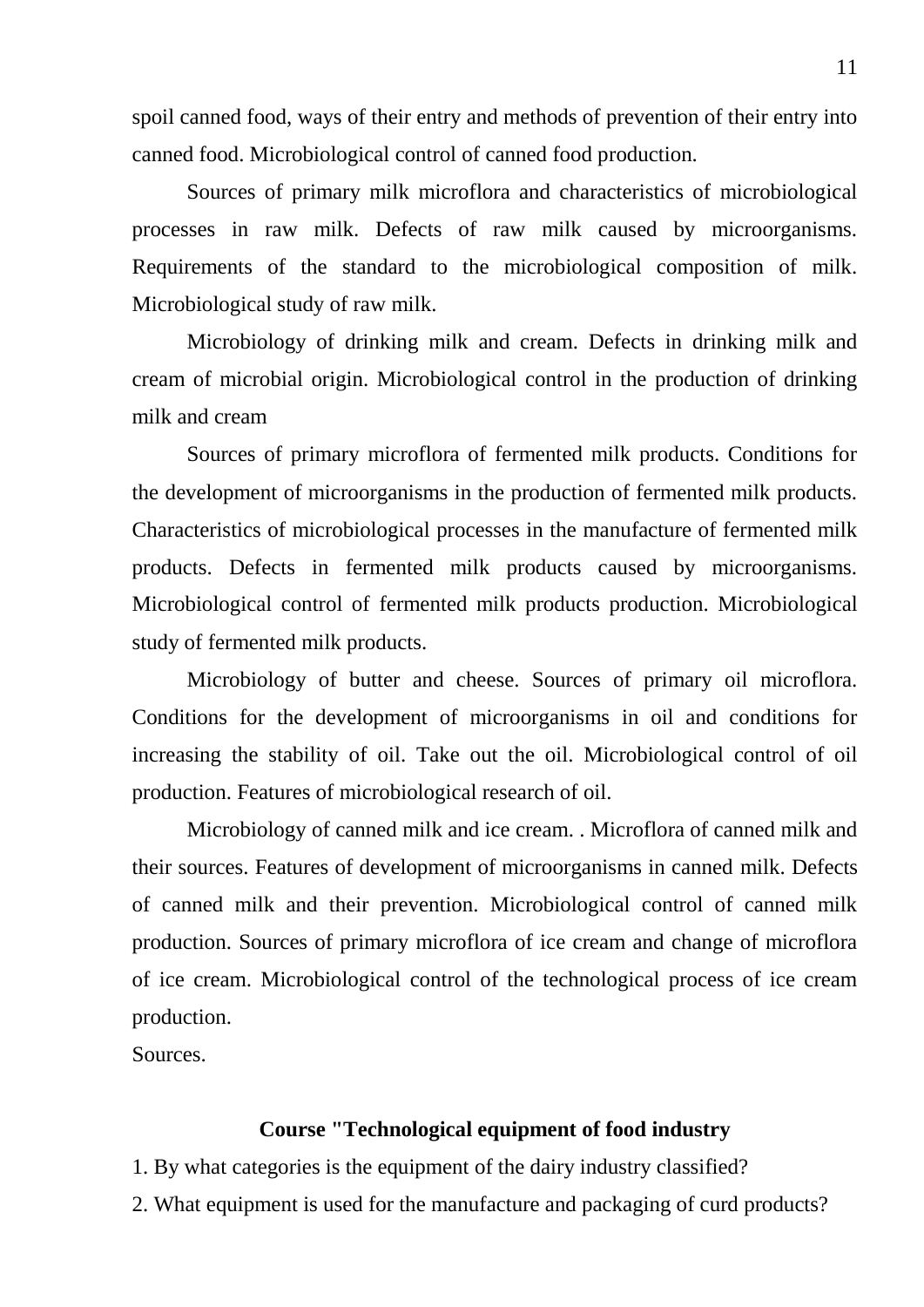spoil canned food, ways of their entry and methods of prevention of their entry into canned food. Microbiological control of canned food production.

Sources of primary milk microflora and characteristics of microbiological processes in raw milk. Defects of raw milk caused by microorganisms. Requirements of the standard to the microbiological composition of milk. Microbiological study of raw milk.

Microbiology of drinking milk and cream. Defects in drinking milk and cream of microbial origin. Microbiological control in the production of drinking milk and cream

Sources of primary microflora of fermented milk products. Conditions for the development of microorganisms in the production of fermented milk products. Characteristics of microbiological processes in the manufacture of fermented milk products. Defects in fermented milk products caused by microorganisms. Microbiological control of fermented milk products production. Microbiological study of fermented milk products.

Microbiology of butter and cheese. Sources of primary oil microflora. Conditions for the development of microorganisms in oil and conditions for increasing the stability of oil. Take out the oil. Microbiological control of oil production. Features of microbiological research of oil.

Microbiology of canned milk and ice cream. . Microflora of canned milk and their sources. Features of development of microorganisms in canned milk. Defects of canned milk and their prevention. Microbiological control of canned milk production. Sources of primary microflora of ice cream and change of microflora of ice cream. Microbiological control of the technological process of ice cream production.

Sources.

**Course "Technological equipment of food industry**

1. By what categories is the equipment of the dairy industry classified?
2. What equipment is used for the manufacture and packaging of curd products?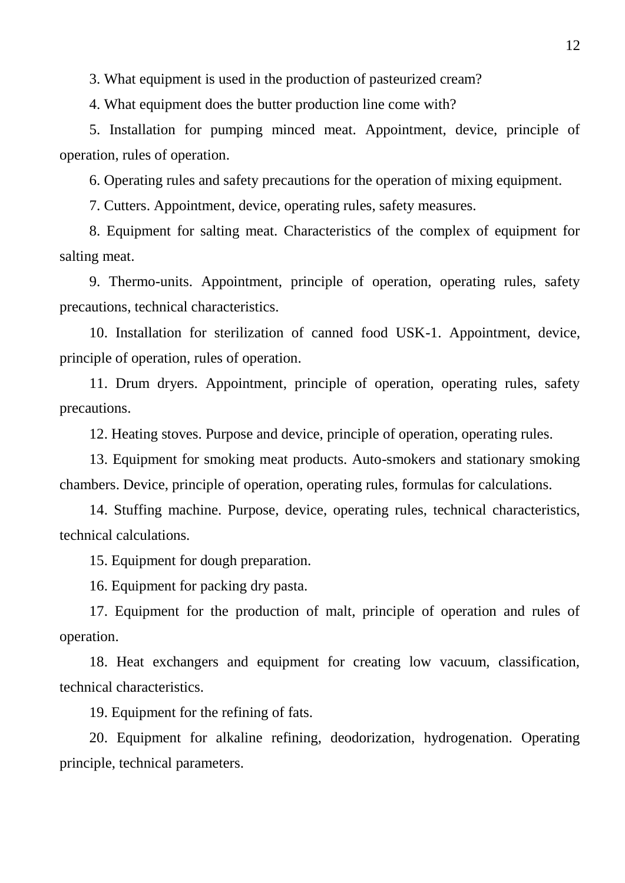3. What equipment is used in the production of pasteurized cream?

4. What equipment does the butter production line come with?

5. Installation for pumping minced meat. Appointment, device, principle of operation, rules of operation.

6. Operating rules and safety precautions for the operation of mixing equipment.

7. Cutters. Appointment, device, operating rules, safety measures.

8. Equipment for salting meat. Characteristics of the complex of equipment for salting meat.

9. Thermo-units. Appointment, principle of operation, operating rules, safety precautions, technical characteristics.

10. Installation for sterilization of canned food USK-1. Appointment, device, principle of operation, rules of operation.

11. Drum dryers. Appointment, principle of operation, operating rules, safety precautions.

12. Heating stoves. Purpose and device, principle of operation, operating rules.

13. Equipment for smoking meat products. Auto-smokers and stationary smoking chambers. Device, principle of operation, operating rules, formulas for calculations.

14. Stuffing machine. Purpose, device, operating rules, technical characteristics, technical calculations.

15. Equipment for dough preparation.

16. Equipment for packing dry pasta.

17. Equipment for the production of malt, principle of operation and rules of operation.

18. Heat exchangers and equipment for creating low vacuum, classification, technical characteristics.

19. Equipment for the refining of fats.

20. Equipment for alkaline refining, deodorization, hydrogenation. Operating principle, technical parameters.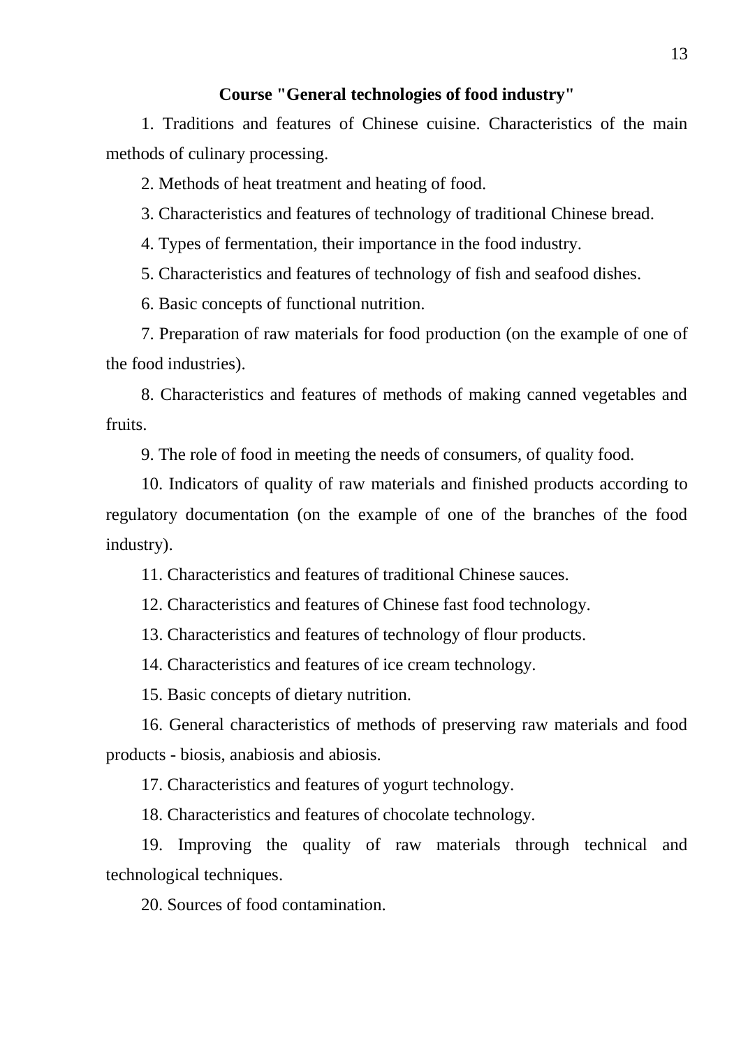**Course "General technologies of food industry"**

1. Traditions and features of Chinese cuisine. Characteristics of the main methods of culinary processing.

2. Methods of heat treatment and heating of food.

3. Characteristics and features of technology of traditional Chinese bread.

4. Types of fermentation, their importance in the food industry.

5. Characteristics and features of technology of fish and seafood dishes.

6. Basic concepts of functional nutrition.

7. Preparation of raw materials for food production (on the example of one of the food industries).

8. Characteristics and features of methods of making canned vegetables and fruits.

9. The role of food in meeting the needs of consumers, of quality food.

10. Indicators of quality of raw materials and finished products according to regulatory documentation (on the example of one of the branches of the food industry).

11. Characteristics and features of traditional Chinese sauces.

12. Characteristics and features of Chinese fast food technology.

13. Characteristics and features of technology of flour products.

14. Characteristics and features of ice cream technology.

15. Basic concepts of dietary nutrition.

16. General characteristics of methods of preserving raw materials and food products - biosis, anabiosis and abiosis.

17. Characteristics and features of yogurt technology.

18. Characteristics and features of chocolate technology.

19. Improving the quality of raw materials through technical and technological techniques.

20. Sources of food contamination.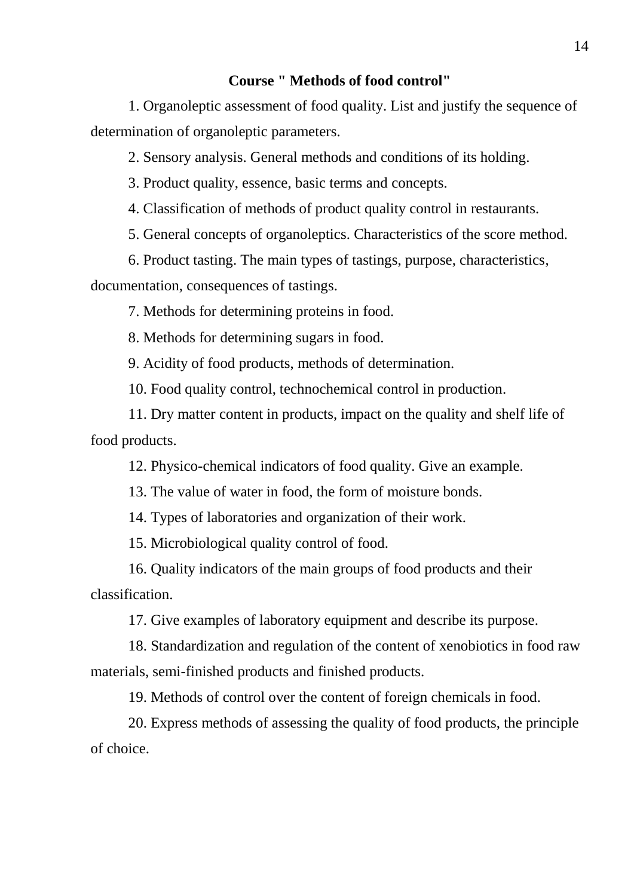**Course " Methods of food control"**

1. Organoleptic assessment of food quality. List and justify the sequence of determination of organoleptic parameters.

2. Sensory analysis. General methods and conditions of its holding.

3. Product quality, essence, basic terms and concepts.

4. Classification of methods of product quality control in restaurants.

5. General concepts of organoleptics. Characteristics of the score method.

6. Product tasting. The main types of tastings, purpose, characteristics, documentation, consequences of tastings.

7. Methods for determining proteins in food.

8. Methods for determining sugars in food.

9. Acidity of food products, methods of determination.

10. Food quality control, technochemical control in production.

11. Dry matter content in products, impact on the quality and shelf life of food products.

12. Physico-chemical indicators of food quality. Give an example.

13. The value of water in food, the form of moisture bonds.

14. Types of laboratories and organization of their work.

15. Microbiological quality control of food.

16. Quality indicators of the main groups of food products and their classification.

17. Give examples of laboratory equipment and describe its purpose.

18. Standardization and regulation of the content of xenobiotics in food raw materials, semi-finished products and finished products.

19. Methods of control over the content of foreign chemicals in food.

20. Express methods of assessing the quality of food products, the principle of choice.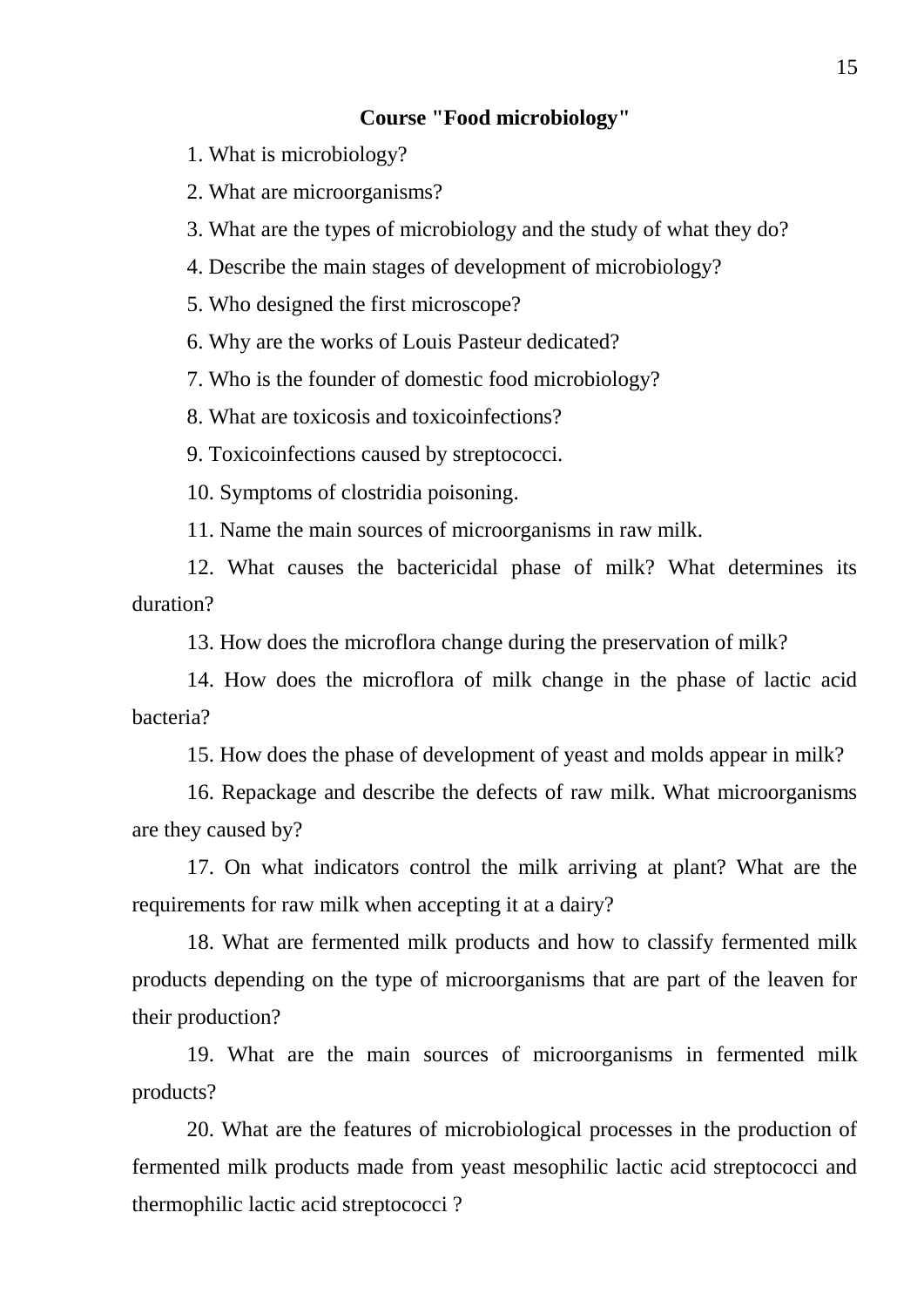**Course "Food microbiology"**

1. What is microbiology?

2. What are microorganisms?

3. What are the types of microbiology and the study of what they do?

4. Describe the main stages of development of microbiology?

5. Who designed the first microscope?

6. Why are the works of Louis Pasteur dedicated?

7. Who is the founder of domestic food microbiology?

8. What are toxicosis and toxicoinfections?

9. Toxicoinfections caused by streptococci.

10. Symptoms of clostridia poisoning.

11. Name the main sources of microorganisms in raw milk.

12. What causes the bactericidal phase of milk? What determines its duration?

13. How does the microflora change during the preservation of milk?

14. How does the microflora of milk change in the phase of lactic acid bacteria?

15. How does the phase of development of yeast and molds appear in milk?

16. Repackage and describe the defects of raw milk. What microorganisms are they caused by?

17. On what indicators control the milk arriving at plant? What are the requirements for raw milk when accepting it at a dairy?

18. What are fermented milk products and how to classify fermented milk products depending on the type of microorganisms that are part of the leaven for their production?

19. What are the main sources of microorganisms in fermented milk products?

20. What are the features of microbiological processes in the production of fermented milk products made from yeast mesophilic lactic acid streptococci and thermophilic lactic acid streptococci ?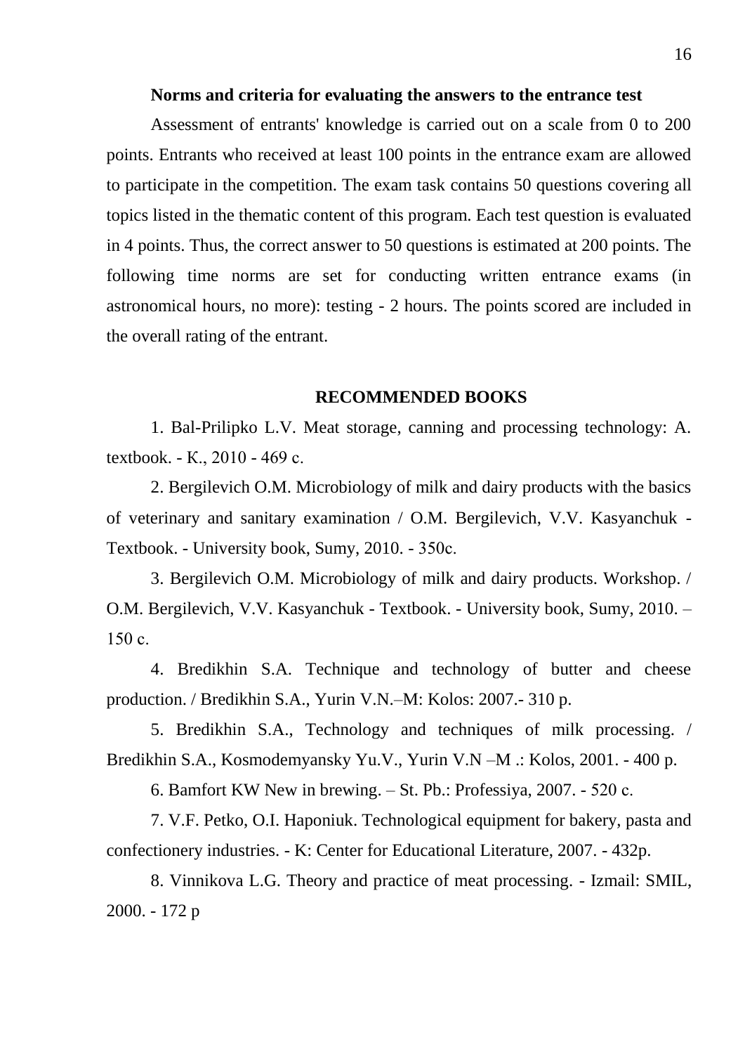**Norms and criteria for evaluating the answers to the entrance test**

Assessment of entrants' knowledge is carried out on a scale from 0 to 200 points. Entrants who received at least 100 points in the entrance exam are allowed to participate in the competition. The exam task contains 50 questions covering all topics listed in the thematic content of this program. Each test question is evaluated in 4 points. Thus, the correct answer to 50 questions is estimated at 200 points. The following time norms are set for conducting written entrance exams (in astronomical hours, no more): testing - 2 hours. The points scored are included in the overall rating of the entrant.

**RECOMMENDED BOOKS**

1. Bal-Prilipko L.V. Meat storage, canning and processing technology: A. textbook. - К., 2010 - 469 с.

2. Bergilevich O.M. Microbiology of milk and dairy products with the basics of veterinary and sanitary examination / O.M. Bergilevich, V.V. Kasyanchuk - Textbook. - University book, Sumy, 2010. - 350с.

3. Bergilevich O.M. Microbiology of milk and dairy products. Workshop. / O.M. Bergilevich, V.V. Kasyanchuk - Textbook. - University book, Sumy, 2010. – 150 с.

4. Bredikhin S.A. Technique and technology of butter and cheese production. / Bredikhin S.A., Yurin V.N.–M: Kolos: 2007.- 310 p.

5. Bredikhin S.A., Technology and techniques of milk processing. / Bredikhin S.A., Kosmodemyansky Yu.V., Yurin V.N –M .: Kolos, 2001. - 400 p.

6. Bamfort KW New in brewing. – St. Pb.: Professiya, 2007. - 520 с.

7. V.F. Petko, O.I. Haponiuk. Technological equipment for bakery, pasta and confectionery industries. - K: Center for Educational Literature, 2007. - 432p.

8. Vinnikova L.G. Theory and practice of meat processing. - Izmail: SMIL, 2000. - 172 p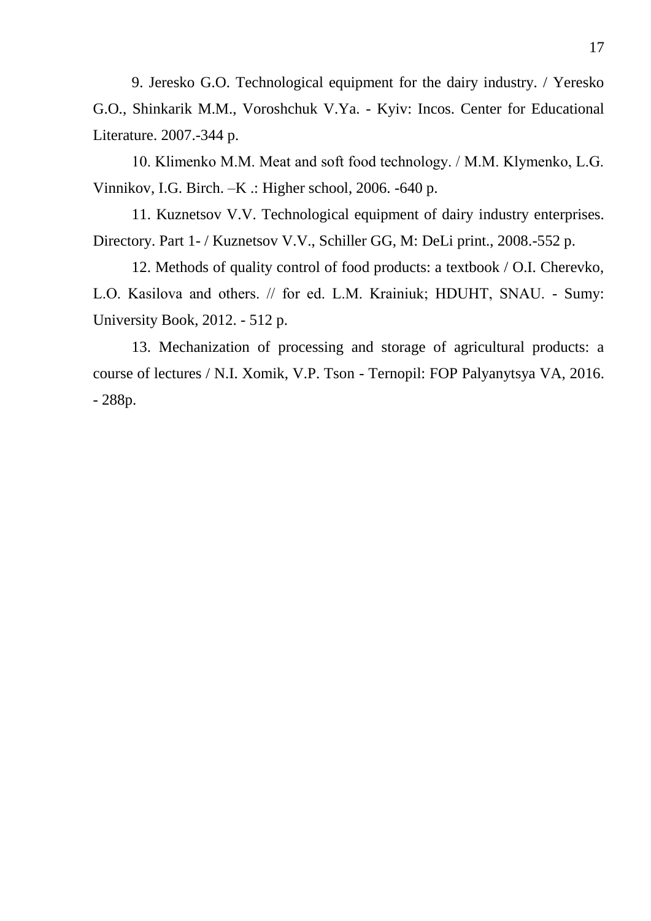9. Jeresko G.O. Technological equipment for the dairy industry. / Yeresko G.O., Shinkarik M.M., Voroshchuk V.Ya. - Kyiv: Incos. Center for Educational Literature. 2007.-344 p.

10. Klimenko M.M. Meat and soft food technology. / M.M. Klymenko, L.G. Vinnikov, I.G. Birch. –K .: Higher school, 2006. -640 p.

11. Kuznetsov V.V. Technological equipment of dairy industry enterprises. Directory. Part 1- / Kuznetsov V.V., Schiller GG, M: DeLi print., 2008.-552 p.

12. Methods of quality control of food products: a textbook / O.I. Cherevko, L.O. Kasilova and others. // for ed. L.M. Krainiuk; HDUHT, SNAU. - Sumy: University Book, 2012. - 512 p.

13. Mechanization of processing and storage of agricultural products: a course of lectures / N.I. Xomik, V.P. Tson - Ternopil: FOP Palyanytsya VA, 2016. - 288p.